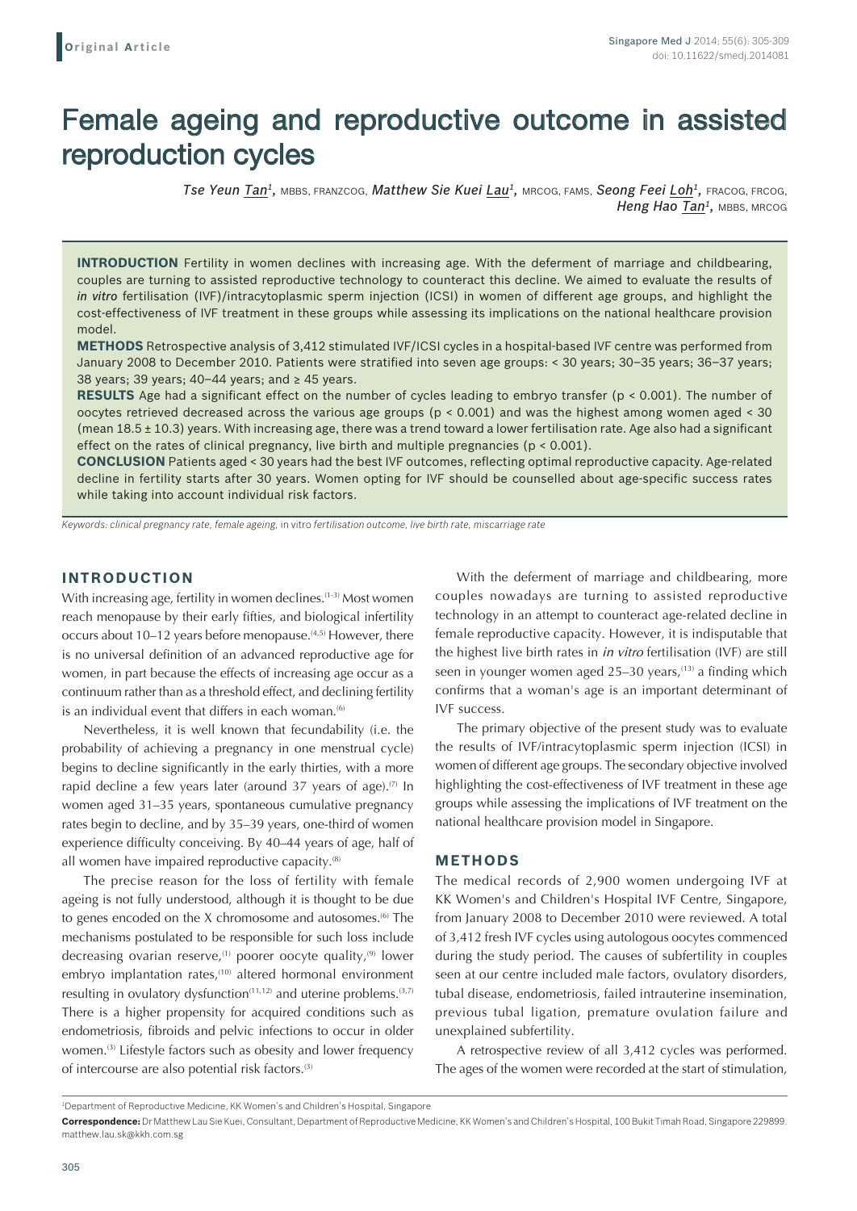Original Article

# Female ageing and reproductive outcome in assisted reproduction cycles

*Tse Yeun Tan*[1], MBBS, FRANZCOG, *Matthew Sie Kuei Lau*[1], MRCOG, FAMS, *Seong Feei Loh*[1], FRACOG, FRCOG, *Heng Hao Tan*[1], MBBS, MRCOG

**INTRODUCTION** Fertility in women declines with increasing age. With the deferment of marriage and childbearing, couples are turning to assisted reproductive technology to counteract this decline. We aimed to evaluate the results of *in vitro* fertilisation (IVF)/intracytoplasmic sperm injection (ICSI) in women of different age groups, and highlight the cost-effectiveness of IVF treatment in these groups while assessing its implications on the national healthcare provision model.

**METHODS** Retrospective analysis of 3,412 stimulated IVF/ICSI cycles in a hospital-based IVF centre was performed from January 2008 to December 2010. Patients were stratified into seven age groups: < 30 years; 30–35 years; 36–37 years; 38 years; 39 years; 40–44 years; and ≥ 45 years.

**RESULTS** Age had a significant effect on the number of cycles leading to embryo transfer ($p < 0.001$). The number of oocytes retrieved decreased across the various age groups ($p < 0.001$) and was the highest among women aged < 30 (mean 18.5 ± 10.3) years. With increasing age, there was a trend toward a lower fertilisation rate. Age also had a significant effect on the rates of clinical pregnancy, live birth and multiple pregnancies ($p < 0.001$).

**CONCLUSION** Patients aged < 30 years had the best IVF outcomes, reflecting optimal reproductive capacity. Age-related decline in fertility starts after 30 years. Women opting for IVF should be counselled about age-specific success rates while taking into account individual risk factors.

*Keywords: clinical pregnancy rate, female ageing,* in vitro *fertilisation outcome, live birth rate, miscarriage rate*

## INTRODUCTION

With increasing age, fertility in women declines.[1–3] Most women reach menopause by their early fifties, and biological infertility occurs about 10–12 years before menopause.[4,5] However, there is no universal definition of an advanced reproductive age for women, in part because the effects of increasing age occur as a continuum rather than as a threshold effect, and declining fertility is an individual event that differs in each woman.[6]

Nevertheless, it is well known that fecundability (i.e. the probability of achieving a pregnancy in one menstrual cycle) begins to decline significantly in the early thirties, with a more rapid decline a few years later (around 37 years of age).[7] In women aged 31–35 years, spontaneous cumulative pregnancy rates begin to decline, and by 35–39 years, one-third of women experience difficulty conceiving. By 40–44 years of age, half of all women have impaired reproductive capacity.[8]

The precise reason for the loss of fertility with female ageing is not fully understood, although it is thought to be due to genes encoded on the X chromosome and autosomes.[6] The mechanisms postulated to be responsible for such loss include decreasing ovarian reserve,[1] poorer oocyte quality,[9] lower embryo implantation rates,[10] altered hormonal environment resulting in ovulatory dysfunction[11,12] and uterine problems.[3,7] There is a higher propensity for acquired conditions such as endometriosis, fibroids and pelvic infections to occur in older women.[3] Lifestyle factors such as obesity and lower frequency of intercourse are also potential risk factors.[3]

With the deferment of marriage and childbearing, more couples nowadays are turning to assisted reproductive technology in an attempt to counteract age-related decline in female reproductive capacity. However, it is indisputable that the highest live birth rates in *in vitro* fertilisation (IVF) are still seen in younger women aged 25–30 years,[13] a finding which confirms that a woman's age is an important determinant of IVF success.

The primary objective of the present study was to evaluate the results of IVF/intracytoplasmic sperm injection (ICSI) in women of different age groups. The secondary objective involved highlighting the cost-effectiveness of IVF treatment in these age groups while assessing the implications of IVF treatment on the national healthcare provision model in Singapore.

## METHODS

The medical records of 2,900 women undergoing IVF at KK Women's and Children's Hospital IVF Centre, Singapore, from January 2008 to December 2010 were reviewed. A total of 3,412 fresh IVF cycles using autologous oocytes commenced during the study period. The causes of subfertility in couples seen at our centre included male factors, ovulatory disorders, tubal disease, endometriosis, failed intrauterine insemination, previous tubal ligation, premature ovulation failure and unexplained subfertility.

A retrospective review of all 3,412 cycles was performed. The ages of the women were recorded at the start of stimulation,

[1]Department of Reproductive Medicine, KK Women's and Children's Hospital, Singapore

**Correspondence:** Dr Matthew Lau Sie Kuei, Consultant, Department of Reproductive Medicine, KK Women's and Children's Hospital, 100 Bukit Timah Road, Singapore 229899. matthew.lau.sk@kkh.com.sg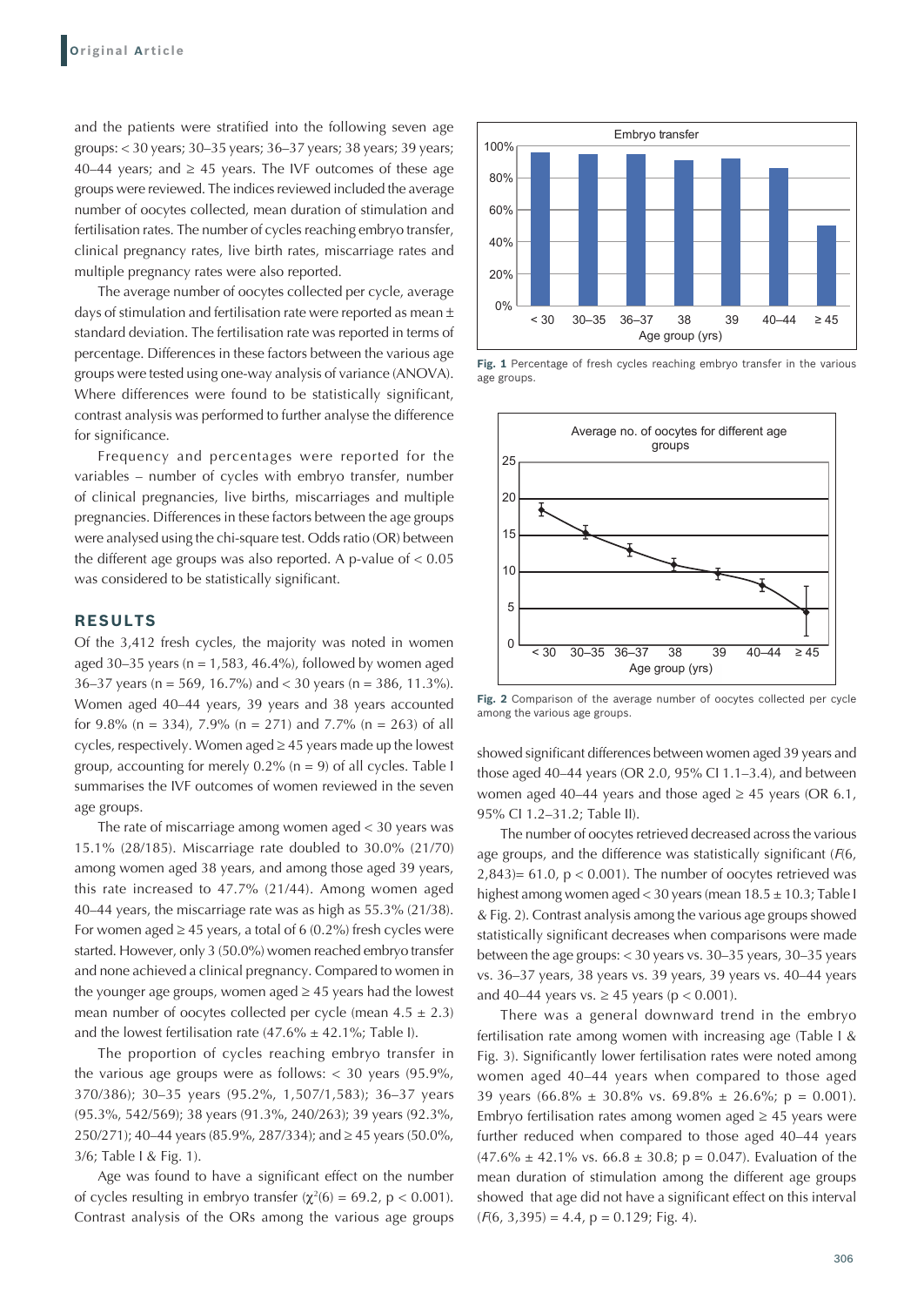and the patients were stratified into the following seven age groups: < 30 years; 30–35 years; 36–37 years; 38 years; 39 years; 40–44 years; and ≥ 45 years. The IVF outcomes of these age groups were reviewed. The indices reviewed included the average number of oocytes collected, mean duration of stimulation and fertilisation rates. The number of cycles reaching embryo transfer, clinical pregnancy rates, live birth rates, miscarriage rates and multiple pregnancy rates were also reported.

The average number of oocytes collected per cycle, average days of stimulation and fertilisation rate were reported as mean ± standard deviation. The fertilisation rate was reported in terms of percentage. Differences in these factors between the various age groups were tested using one-way analysis of variance (ANOVA). Where differences were found to be statistically significant, contrast analysis was performed to further analyse the difference for significance.

Frequency and percentages were reported for the variables – number of cycles with embryo transfer, number of clinical pregnancies, live births, miscarriages and multiple pregnancies. Differences in these factors between the age groups were analysed using the chi-square test. Odds ratio (OR) between the different age groups was also reported. A p-value of < 0.05 was considered to be statistically significant.

## RESULTS

Of the 3,412 fresh cycles, the majority was noted in women aged 30–35 years (n = 1,583, 46.4%), followed by women aged 36–37 years (n = 569, 16.7%) and < 30 years (n = 386, 11.3%). Women aged 40–44 years, 39 years and 38 years accounted for 9.8% (n = 334), 7.9% (n = 271) and 7.7% (n = 263) of all cycles, respectively. Women aged ≥ 45 years made up the lowest group, accounting for merely 0.2% (n = 9) of all cycles. Table I summarises the IVF outcomes of women reviewed in the seven age groups.

The rate of miscarriage among women aged < 30 years was 15.1% (28/185). Miscarriage rate doubled to 30.0% (21/70) among women aged 38 years, and among those aged 39 years, this rate increased to 47.7% (21/44). Among women aged 40–44 years, the miscarriage rate was as high as 55.3% (21/38). For women aged ≥ 45 years, a total of 6 (0.2%) fresh cycles were started. However, only 3 (50.0%) women reached embryo transfer and none achieved a clinical pregnancy. Compared to women in the younger age groups, women aged ≥ 45 years had the lowest mean number of oocytes collected per cycle (mean 4.5 ± 2.3) and the lowest fertilisation rate (47.6% ± 42.1%; Table I).

The proportion of cycles reaching embryo transfer in the various age groups were as follows: < 30 years (95.9%, 370/386); 30–35 years (95.2%, 1,507/1,583); 36–37 years (95.3%, 542/569); 38 years (91.3%, 240/263); 39 years (92.3%, 250/271); 40–44 years (85.9%, 287/334); and ≥ 45 years (50.0%, 3/6; Table I & Fig. 1).

Age was found to have a significant effect on the number of cycles resulting in embryo transfer ($\chi^2(6) = 69.2$, $p < 0.001$). Contrast analysis of the ORs among the various age groups showed significant differences between women aged 39 years and those aged 40–44 years (OR 2.0, 95% CI 1.1–3.4), and between women aged 40–44 years and those aged ≥ 45 years (OR 6.1, 95% CI 1.2–31.2; Table II).

The number of oocytes retrieved decreased across the various age groups, and the difference was statistically significant ($F$(6, 2,843)= 61.0, $p < 0.001$). The number of oocytes retrieved was highest among women aged < 30 years (mean 18.5 ± 10.3; Table I & Fig. 2). Contrast analysis among the various age groups showed statistically significant decreases when comparisons were made between the age groups: < 30 years vs. 30–35 years, 30–35 years vs. 36–37 years, 38 years vs. 39 years, 39 years vs. 40–44 years and 40–44 years vs. ≥ 45 years ($p < 0.001$).

There was a general downward trend in the embryo fertilisation rate among women with increasing age (Table I & Fig. 3). Significantly lower fertilisation rates were noted among women aged 40–44 years when compared to those aged 39 years (66.8% ± 30.8% vs. 69.8% ± 26.6%; p = 0.001). Embryo fertilisation rates among women aged ≥ 45 years were further reduced when compared to those aged 40–44 years (47.6% ± 42.1% vs. 66.8 ± 30.8; p = 0.047). Evaluation of the mean duration of stimulation among the different age groups showed that age did not have a significant effect on this interval ($F$(6, 3,395) = 4.4, p = 0.129; Fig. 4).

**Fig. 1** Percentage of fresh cycles reaching embryo transfer in the various age groups.

**Fig. 2** Comparison of the average number of oocytes collected per cycle among the various age groups.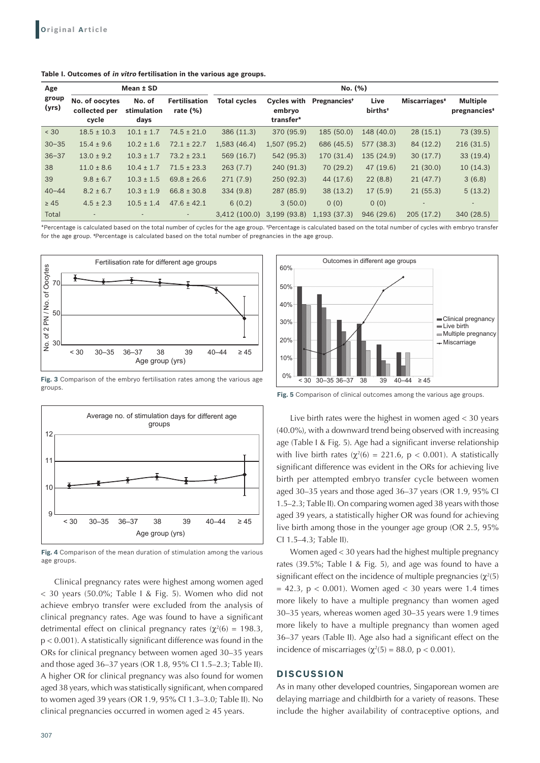**Table I. Outcomes of *in vitro* fertilisation in the various age groups.**

| Age group (yrs) | Mean ± SD | | | No. (%) | | | | | |
|---|---|---|---|---|---|---|---|---|---|
| | No. of oocytes collected per cycle | No. of stimulation days | Fertilisation rate (%) | Total cycles | Cycles with embryo transfer* | Pregnancies† | Live births† | Miscarriages‡ | Multiple pregnancies‡ |
| < 30 | 18.5 ± 10.3 | 10.1 ± 1.7 | 74.5 ± 21.0 | 386 (11.3) | 370 (95.9) | 185 (50.0) | 148 (40.0) | 28 (15.1) | 73 (39.5) |
| 30–35 | 15.4 ± 9.6 | 10.2 ± 1.6 | 72.1 ± 22.7 | 1,583 (46.4) | 1,507 (95.2) | 686 (45.5) | 577 (38.3) | 84 (12.2) | 216 (31.5) |
| 36–37 | 13.0 ± 9.2 | 10.3 ± 1.7 | 73.2 ± 23.1 | 569 (16.7) | 542 (95.3) | 170 (31.4) | 135 (24.9) | 30 (17.7) | 33 (19.4) |
| 38 | 11.0 ± 8.6 | 10.4 ± 1.7 | 71.5 ± 23.3 | 263 (7.7) | 240 (91.3) | 70 (29.2) | 47 (19.6) | 21 (30.0) | 10 (14.3) |
| 39 | 9.8 ± 6.7 | 10.3 ± 1.5 | 69.8 ± 26.6 | 271 (7.9) | 250 (92.3) | 44 (17.6) | 22 (8.8) | 21 (47.7) | 3 (6.8) |
| 40–44 | 8.2 ± 6.7 | 10.3 ± 1.9 | 66.8 ± 30.8 | 334 (9.8) | 287 (85.9) | 38 (13.2) | 17 (5.9) | 21 (55.3) | 5 (13.2) |
| ≥ 45 | 4.5 ± 2.3 | 10.5 ± 1.4 | 47.6 ± 42.1 | 6 (0.2) | 3 (50.0) | 0 (0) | 0 (0) | - | - |
| Total | - | - | - | 3,412 (100.0) | 3,199 (93.8) | 1,193 (37.3) | 946 (29.6) | 205 (17.2) | 340 (28.5) |

*Percentage is calculated based on the total number of cycles for the age group. †Percentage is calculated based on the total number of cycles with embryo transfer for the age group. ‡Percentage is calculated based on the total number of pregnancies in the age group.

**Fig. 3** Comparison of the embryo fertilisation rates among the various age groups.

**Fig. 4** Comparison of the mean duration of stimulation among the various age groups.

**Fig. 5** Comparison of clinical outcomes among the various age groups.

Clinical pregnancy rates were highest among women aged < 30 years (50.0%; Table I & Fig. 5). Women who did not achieve embryo transfer were excluded from the analysis of clinical pregnancy rates. Age was found to have a significant detrimental effect on clinical pregnancy rates ($\chi^2(6) = 198.3$, $p < 0.001$). A statistically significant difference was found in the ORs for clinical pregnancy between women aged 30–35 years and those aged 36–37 years (OR 1.8, 95% CI 1.5–2.3; Table II). A higher OR for clinical pregnancy was also found for women aged 38 years, which was statistically significant, when compared to women aged 39 years (OR 1.9, 95% CI 1.3–3.0; Table II). No clinical pregnancies occurred in women aged ≥ 45 years.

Live birth rates were the highest in women aged < 30 years (40.0%), with a downward trend being observed with increasing age (Table I & Fig. 5). Age had a significant inverse relationship with live birth rates ($\chi^2(6) = 221.6$, $p < 0.001$). A statistically significant difference was evident in the ORs for achieving live birth per attempted embryo transfer cycle between women aged 30–35 years and those aged 36–37 years (OR 1.9, 95% CI 1.5–2.3; Table II). On comparing women aged 38 years with those aged 39 years, a statistically higher OR was found for achieving live birth among those in the younger age group (OR 2.5, 95% CI 1.5–4.3; Table II).

Women aged < 30 years had the highest multiple pregnancy rates (39.5%; Table I & Fig. 5), and age was found to have a significant effect on the incidence of multiple pregnancies ($\chi^2(5) = 42.3$, $p < 0.001$). Women aged < 30 years were 1.4 times more likely to have a multiple pregnancy than women aged 30–35 years, whereas women aged 30–35 years were 1.9 times more likely to have a multiple pregnancy than women aged 36–37 years (Table II). Age also had a significant effect on the incidence of miscarriages ($\chi^2(5) = 88.0$, $p < 0.001$).

## DISCUSSION

As in many other developed countries, Singaporean women are delaying marriage and childbirth for a variety of reasons. These include the higher availability of contraceptive options, and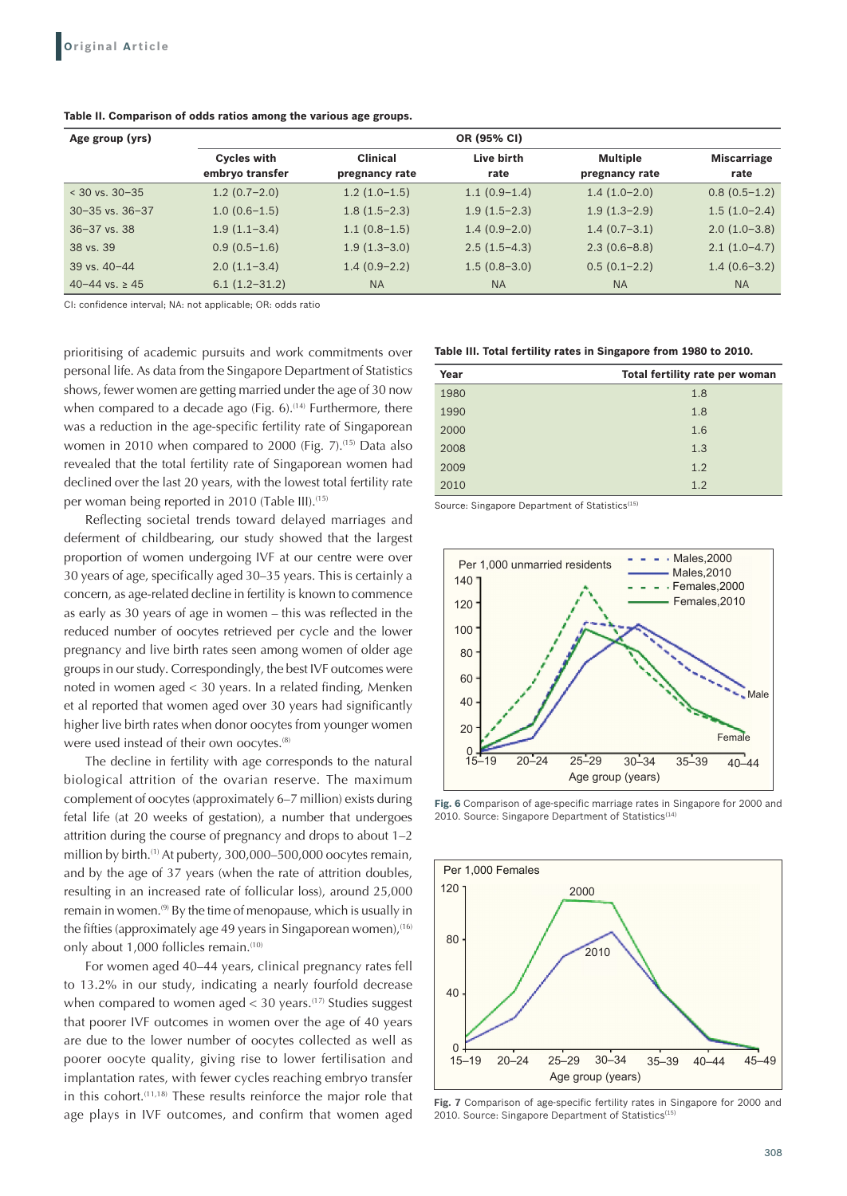**Table II. Comparison of odds ratios among the various age groups.**

| Age group (yrs) | OR (95% CI) | | | | |
|---|---|---|---|---|---|
| | Cycles with embryo transfer | Clinical pregnancy rate | Live birth rate | Multiple pregnancy rate | Miscarriage rate |
| < 30 vs. 30–35 | 1.2 (0.7–2.0) | 1.2 (1.0–1.5) | 1.1 (0.9–1.4) | 1.4 (1.0–2.0) | 0.8 (0.5–1.2) |
| 30–35 vs. 36–37 | 1.0 (0.6–1.5) | 1.8 (1.5–2.3) | 1.9 (1.5–2.3) | 1.9 (1.3–2.9) | 1.5 (1.0–2.4) |
| 36–37 vs. 38 | 1.9 (1.1–3.4) | 1.1 (0.8–1.5) | 1.4 (0.9–2.0) | 1.4 (0.7–3.1) | 2.0 (1.0–3.8) |
| 38 vs. 39 | 0.9 (0.5–1.6) | 1.9 (1.3–3.0) | 2.5 (1.5–4.3) | 2.3 (0.6–8.8) | 2.1 (1.0–4.7) |
| 39 vs. 40–44 | 2.0 (1.1–3.4) | 1.4 (0.9–2.2) | 1.5 (0.8–3.0) | 0.5 (0.1–2.2) | 1.4 (0.6–3.2) |
| 40–44 vs. ≥ 45 | 6.1 (1.2–31.2) | NA | NA | NA | NA |

CI: confidence interval; NA: not applicable; OR: odds ratio

prioritising of academic pursuits and work commitments over personal life. As data from the Singapore Department of Statistics shows, fewer women are getting married under the age of 30 now when compared to a decade ago (Fig. 6).[14] Furthermore, there was a reduction in the age-specific fertility rate of Singaporean women in 2010 when compared to 2000 (Fig. 7).[15] Data also revealed that the total fertility rate of Singaporean women had declined over the last 20 years, with the lowest total fertility rate per woman being reported in 2010 (Table III).[15]

Reflecting societal trends toward delayed marriages and deferment of childbearing, our study showed that the largest proportion of women undergoing IVF at our centre were over 30 years of age, specifically aged 30–35 years. This is certainly a concern, as age-related decline in fertility is known to commence as early as 30 years of age in women – this was reflected in the reduced number of oocytes retrieved per cycle and the lower pregnancy and live birth rates seen among women of older age groups in our study. Correspondingly, the best IVF outcomes were noted in women aged < 30 years. In a related finding, Menken et al reported that women aged over 30 years had significantly higher live birth rates when donor oocytes from younger women were used instead of their own oocytes.[8]

The decline in fertility with age corresponds to the natural biological attrition of the ovarian reserve. The maximum complement of oocytes (approximately 6–7 million) exists during fetal life (at 20 weeks of gestation), a number that undergoes attrition during the course of pregnancy and drops to about 1–2 million by birth.[1] At puberty, 300,000–500,000 oocytes remain, and by the age of 37 years (when the rate of attrition doubles, resulting in an increased rate of follicular loss), around 25,000 remain in women.[9] By the time of menopause, which is usually in the fifties (approximately age 49 years in Singaporean women),[16] only about 1,000 follicles remain.[10]

For women aged 40–44 years, clinical pregnancy rates fell to 13.2% in our study, indicating a nearly fourfold decrease when compared to women aged < 30 years.[17] Studies suggest that poorer IVF outcomes in women over the age of 40 years are due to the lower number of oocytes collected as well as poorer oocyte quality, giving rise to lower fertilisation and implantation rates, with fewer cycles reaching embryo transfer in this cohort.[11,18] These results reinforce the major role that age plays in IVF outcomes, and confirm that women aged

**Table III. Total fertility rates in Singapore from 1980 to 2010.**

| Year | Total fertility rate per woman |
|---|---|
| 1980 | 1.8 |
| 1990 | 1.8 |
| 2000 | 1.6 |
| 2008 | 1.3 |
| 2009 | 1.2 |
| 2010 | 1.2 |

Source: Singapore Department of Statistics[15]

**Fig. 6** Comparison of age-specific marriage rates in Singapore for 2000 and 2010. Source: Singapore Department of Statistics[14]

**Fig. 7** Comparison of age-specific fertility rates in Singapore for 2000 and 2010. Source: Singapore Department of Statistics[15]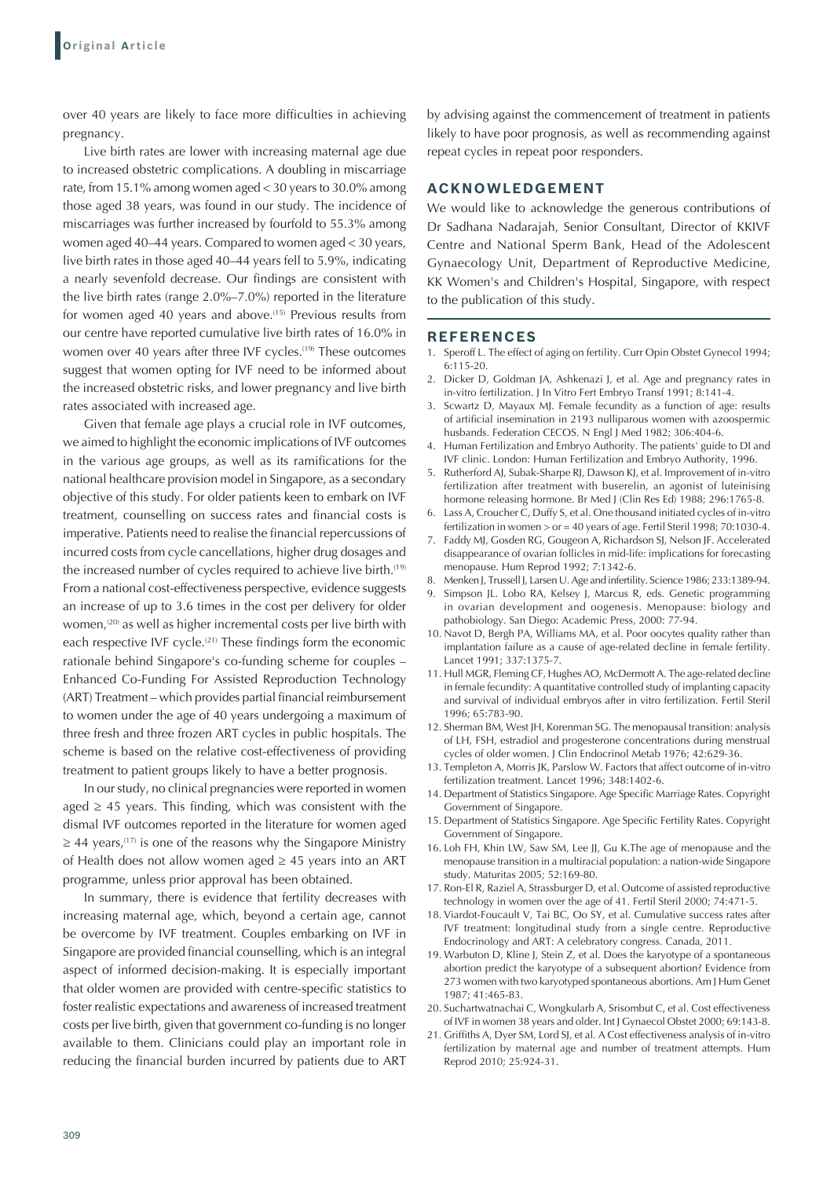over 40 years are likely to face more difficulties in achieving pregnancy.

Live birth rates are lower with increasing maternal age due to increased obstetric complications. A doubling in miscarriage rate, from 15.1% among women aged < 30 years to 30.0% among those aged 38 years, was found in our study. The incidence of miscarriages was further increased by fourfold to 55.3% among women aged 40–44 years. Compared to women aged < 30 years, live birth rates in those aged 40–44 years fell to 5.9%, indicating a nearly sevenfold decrease. Our findings are consistent with the live birth rates (range 2.0%–7.0%) reported in the literature for women aged 40 years and above.[15] Previous results from our centre have reported cumulative live birth rates of 16.0% in women over 40 years after three IVF cycles.[19] These outcomes suggest that women opting for IVF need to be informed about the increased obstetric risks, and lower pregnancy and live birth rates associated with increased age.

Given that female age plays a crucial role in IVF outcomes, we aimed to highlight the economic implications of IVF outcomes in the various age groups, as well as its ramifications for the national healthcare provision model in Singapore, as a secondary objective of this study. For older patients keen to embark on IVF treatment, counselling on success rates and financial costs is imperative. Patients need to realise the financial repercussions of incurred costs from cycle cancellations, higher drug dosages and the increased number of cycles required to achieve live birth.[19] From a national cost-effectiveness perspective, evidence suggests an increase of up to 3.6 times in the cost per delivery for older women,[20] as well as higher incremental costs per live birth with each respective IVF cycle.[21] These findings form the economic rationale behind Singapore's co-funding scheme for couples – Enhanced Co-Funding For Assisted Reproduction Technology (ART) Treatment – which provides partial financial reimbursement to women under the age of 40 years undergoing a maximum of three fresh and three frozen ART cycles in public hospitals. The scheme is based on the relative cost-effectiveness of providing treatment to patient groups likely to have a better prognosis.

In our study, no clinical pregnancies were reported in women aged ≥ 45 years. This finding, which was consistent with the dismal IVF outcomes reported in the literature for women aged ≥ 44 years,[17] is one of the reasons why the Singapore Ministry of Health does not allow women aged ≥ 45 years into an ART programme, unless prior approval has been obtained.

In summary, there is evidence that fertility decreases with increasing maternal age, which, beyond a certain age, cannot be overcome by IVF treatment. Couples embarking on IVF in Singapore are provided financial counselling, which is an integral aspect of informed decision-making. It is especially important that older women are provided with centre-specific statistics to foster realistic expectations and awareness of increased treatment costs per live birth, given that government co-funding is no longer available to them. Clinicians could play an important role in reducing the financial burden incurred by patients due to ART by advising against the commencement of treatment in patients likely to have poor prognosis, as well as recommending against repeat cycles in repeat poor responders.

## ACKNOWLEDGEMENT

We would like to acknowledge the generous contributions of Dr Sadhana Nadarajah, Senior Consultant, Director of KKIVF Centre and National Sperm Bank, Head of the Adolescent Gynaecology Unit, Department of Reproductive Medicine, KK Women's and Children's Hospital, Singapore, with respect to the publication of this study.

## REFERENCES

1. Speroff L. The effect of aging on fertility. Curr Opin Obstet Gynecol 1994; 6:115-20.
2. Dicker D, Goldman JA, Ashkenazi J, et al. Age and pregnancy rates in in-vitro fertilization. J In Vitro Fert Embryo Transf 1991; 8:141-4.
3. Scwartz D, Mayaux MJ. Female fecundity as a function of age: results of artificial insemination in 2193 nulliparous women with azoospermic husbands. Federation CECOS. N Engl J Med 1982; 306:404-6.
4. Human Fertilization and Embryo Authority. The patients' guide to DI and IVF clinic. London: Human Fertilization and Embryo Authority, 1996.
5. Rutherford AJ, Subak-Sharpe RJ, Dawson KJ, et al. Improvement of in-vitro fertilization after treatment with buserelin, an agonist of luteinising hormone releasing hormone. Br Med J (Clin Res Ed) 1988; 296:1765-8.
6. Lass A, Croucher C, Duffy S, et al. One thousand initiated cycles of in-vitro fertilization in women > or = 40 years of age. Fertil Steril 1998; 70:1030-4.
7. Faddy MJ, Gosden RG, Gougeon A, Richardson SJ, Nelson JF. Accelerated disappearance of ovarian follicles in mid-life: implications for forecasting menopause. Hum Reprod 1992; 7:1342-6.
8. Menken J, Trussell J, Larsen U. Age and infertility. Science 1986; 233:1389-94.
9. Simpson JL. Lobo RA, Kelsey J, Marcus R, eds. Genetic programming in ovarian development and oogenesis. Menopause: biology and pathobiology. San Diego: Academic Press, 2000: 77-94.
10. Navot D, Bergh PA, Williams MA, et al. Poor oocytes quality rather than implantation failure as a cause of age-related decline in female fertility. Lancet 1991; 337:1375-7.
11. Hull MGR, Fleming CF, Hughes AO, McDermott A. The age-related decline in female fecundity: A quantitative controlled study of implanting capacity and survival of individual embryos after in vitro fertilization. Fertil Steril 1996; 65:783-90.
12. Sherman BM, West JH, Korenman SG. The menopausal transition: analysis of LH, FSH, estradiol and progesterone concentrations during menstrual cycles of older women. J Clin Endocrinol Metab 1976; 42:629-36.
13. Templeton A, Morris JK, Parslow W. Factors that affect outcome of in-vitro fertilization treatment. Lancet 1996; 348:1402-6.
14. Department of Statistics Singapore. Age Specific Marriage Rates. Copyright Government of Singapore.
15. Department of Statistics Singapore. Age Specific Fertility Rates. Copyright Government of Singapore.
16. Loh FH, Khin LW, Saw SM, Lee JJ, Gu K.The age of menopause and the menopause transition in a multiracial population: a nation-wide Singapore study. Maturitas 2005; 52:169-80.
17. Ron-El R, Raziel A, Strassburger D, et al. Outcome of assisted reproductive technology in women over the age of 41. Fertil Steril 2000; 74:471-5.
18. Viardot-Foucault V, Tai BC, Oo SY, et al. Cumulative success rates after IVF treatment: longitudinal study from a single centre. Reproductive Endocrinology and ART: A celebratory congress. Canada, 2011.
19. Warbuton D, Kline J, Stein Z, et al. Does the karyotype of a spontaneous abortion predict the karyotype of a subsequent abortion? Evidence from 273 women with two karyotyped spontaneous abortions. Am J Hum Genet 1987; 41:465-83.
20. Suchartwatnachai C, Wongkularb A, Srisombut C, et al. Cost effectiveness of IVF in women 38 years and older. Int J Gynaecol Obstet 2000; 69:143-8.
21. Griffiths A, Dyer SM, Lord SJ, et al. A Cost effectiveness analysis of in-vitro fertilization by maternal age and number of treatment attempts. Hum Reprod 2010; 25:924-31.